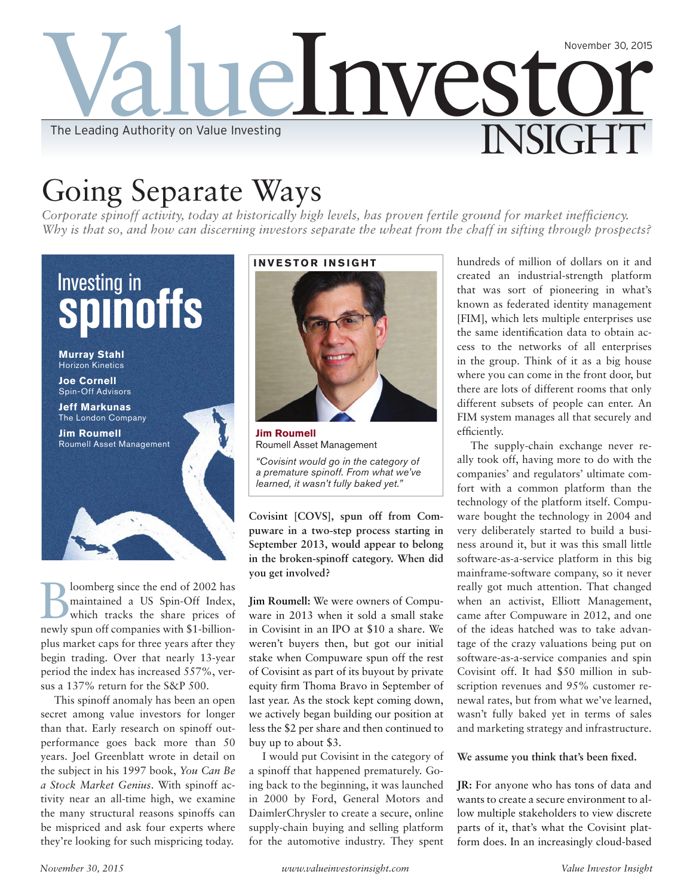# Going Separate Ways

*Corporate spinoff activity, today at historically high levels, has proven fertile ground for market inefficiency. Why is that so, and how can discerning investors separate the wheat from the chaff in sifting through prospects?*

## Investing in spinoffs

**Murray Stahl**
Horizon Kinetics

**Joe Cornell**
Spin-Off Advisors

**Jeff Markunas**
The London Company

**Jim Roumell**
Roumell Asset Management

Bloomberg since the end of 2002 has maintained a US Spin-Off Index, which tracks the share prices of newly spun off companies with $1-billion-plus market caps for three years after they begin trading. Over that nearly 13-year period the index has increased 557%, versus a 137% return for the S&P 500.

This spinoff anomaly has been an open secret among value investors for longer than that. Early research on spinoff outperformance goes back more than 50 years. Joel Greenblatt wrote in detail on the subject in his 1997 book, *You Can Be a Stock Market Genius*. With spinoff activity near an all-time high, we examine the many structural reasons spinoffs can be mispriced and ask four experts where they're looking for such mispricing today.

### INVESTOR INSIGHT

**Jim Roumell**
Roumell Asset Management

*"Covisint would go in the category of a premature spinoff. From what we've learned, it wasn't fully baked yet."*

**Covisint [COVS], spun off from Compuware in a two-step process starting in September 2013, would appear to belong in the broken-spinoff category. When did you get involved?**

**Jim Roumell:** We were owners of Compuware in 2013 when it sold a small stake in Covisint in an IPO at $10 a share. We weren't buyers then, but got our initial stake when Compuware spun off the rest of Covisint as part of its buyout by private equity firm Thoma Bravo in September of last year. As the stock kept coming down, we actively began building our position at less the $2 per share and then continued to buy up to about $3.

I would put Covisint in the category of a spinoff that happened prematurely. Going back to the beginning, it was launched in 2000 by Ford, General Motors and DaimlerChrysler to create a secure, online supply-chain buying and selling platform for the automotive industry. They spent hundreds of million of dollars on it and created an industrial-strength platform that was sort of pioneering in what's known as federated identity management [FIM], which lets multiple enterprises use the same identification data to obtain access to the networks of all enterprises in the group. Think of it as a big house where you can come in the front door, but there are lots of different rooms that only different subsets of people can enter. An FIM system manages all that securely and efficiently.

The supply-chain exchange never really took off, having more to do with the companies' and regulators' ultimate comfort with a common platform than the technology of the platform itself. Compuware bought the technology in 2004 and very deliberately started to build a business around it, but it was this small little software-as-a-service platform in this big mainframe-software company, so it never really got much attention. That changed when an activist, Elliott Management, came after Compuware in 2012, and one of the ideas hatched was to take advantage of the crazy valuations being put on software-as-a-service companies and spin Covisint off. It had $50 million in subscription revenues and 95% customer renewal rates, but from what we've learned, wasn't fully baked yet in terms of sales and marketing strategy and infrastructure.

**We assume you think that's been fixed.**

**JR:** For anyone who has tons of data and wants to create a secure environment to allow multiple stakeholders to view discrete parts of it, that's what the Covisint platform does. In an increasingly cloud-based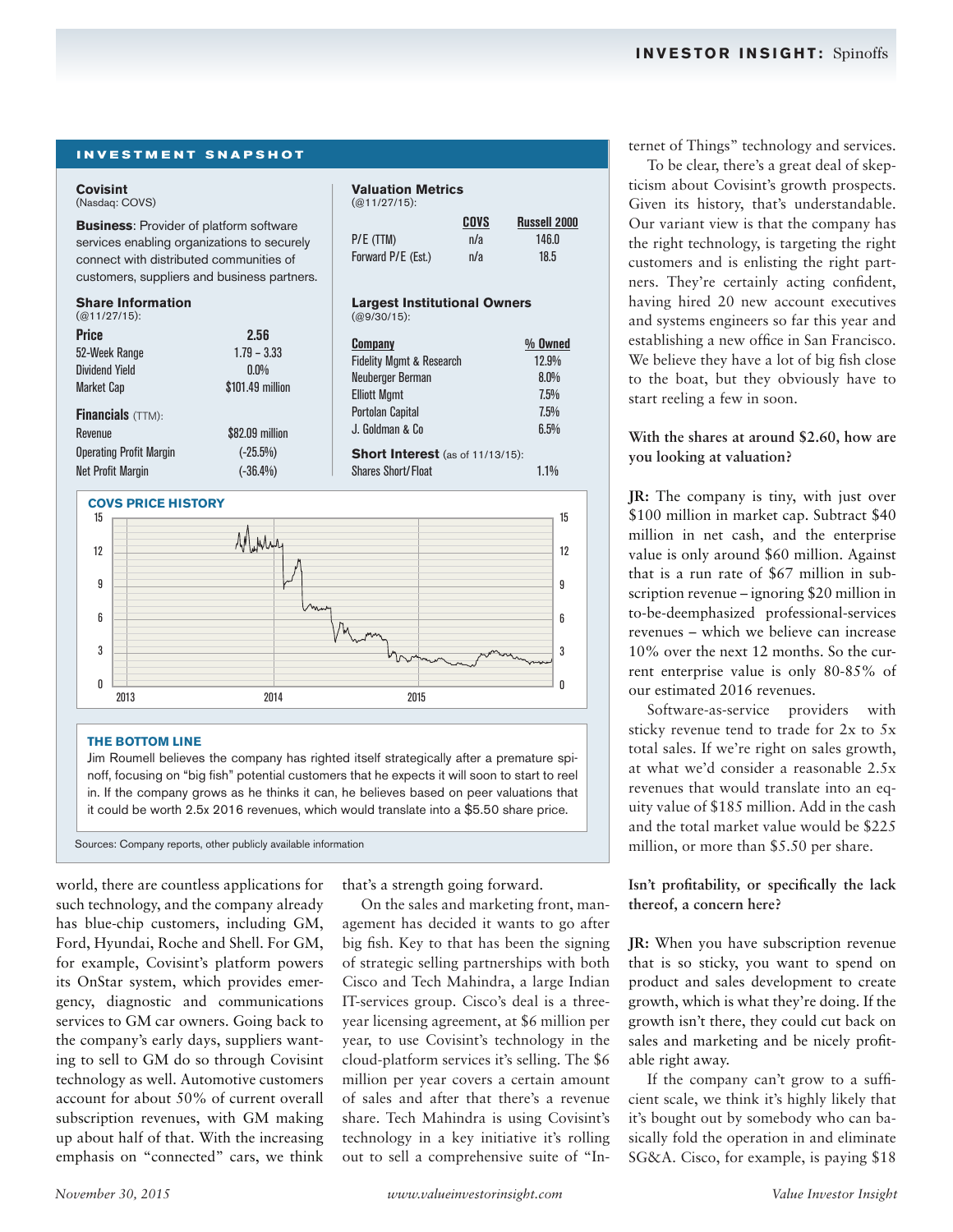## INVESTMENT SNAPSHOT

**Covisint**
(Nasdaq: COVS)

**Business**: Provider of platform software services enabling organizations to securely connect with distributed communities of customers, suppliers and business partners.

**Share Information**
(@11/27/15):

| | |
|---|---|
| **Price** | **2.56** |
| 52-Week Range | 1.79 – 3.33 |
| Dividend Yield | 0.0% |
| Market Cap | $101.49 million |

**Financials** (TTM):

| | |
|---|---|
| Revenue | $82.09 million |
| Operating Profit Margin | (-25.5%) |
| Net Profit Margin | (-36.4%) |

**Valuation Metrics**
(@11/27/15):

| | COVS | Russell 2000 |
|---|---|---|
| P/E (TTM) | n/a | 146.0 |
| Forward P/E (Est.) | n/a | 18.5 |

**Largest Institutional Owners**
(@9/30/15):

| Company | % Owned |
|---|---|
| Fidelity Mgmt & Research | 12.9% |
| Neuberger Berman | 8.0% |
| Elliott Mgmt | 7.5% |
| Portolan Capital | 7.5% |
| J. Goldman & Co | 6.5% |

**Short Interest** (as of 11/13/15):

| | |
|---|---|
| Shares Short/Float | 1.1% |

**COVS PRICE HISTORY**

**THE BOTTOM LINE**

Jim Roumell believes the company has righted itself strategically after a premature spinoff, focusing on "big fish" potential customers that he expects it will soon to start to reel in. If the company grows as he thinks it can, he believes based on peer valuations that it could be worth 2.5x 2016 revenues, which would translate into a $5.50 share price.

Sources: Company reports, other publicly available information

world, there are countless applications for such technology, and the company already has blue-chip customers, including GM, Ford, Hyundai, Roche and Shell. For GM, for example, Covisint's platform powers its OnStar system, which provides emergency, diagnostic and communications services to GM car owners. Going back to the company's early days, suppliers wanting to sell to GM do so through Covisint technology as well. Automotive customers account for about 50% of current overall subscription revenues, with GM making up about half of that. With the increasing emphasis on "connected" cars, we think that's a strength going forward.

On the sales and marketing front, management has decided it wants to go after big fish. Key to that has been the signing of strategic selling partnerships with both Cisco and Tech Mahindra, a large Indian IT-services group. Cisco's deal is a three-year licensing agreement, at $6 million per year, to use Covisint's technology in the cloud-platform services it's selling. The $6 million per year covers a certain amount of sales and after that there's a revenue share. Tech Mahindra is using Covisint's technology in a key initiative it's rolling out to sell a comprehensive suite of "Internet of Things" technology and services.

To be clear, there's a great deal of skepticism about Covisint's growth prospects. Given its history, that's understandable. Our variant view is that the company has the right technology, is targeting the right customers and is enlisting the right partners. They're certainly acting confident, having hired 20 new account executives and systems engineers so far this year and establishing a new office in San Francisco. We believe they have a lot of big fish close to the boat, but they obviously have to start reeling a few in soon.

**With the shares at around $2.60, how are you looking at valuation?**

**JR:** The company is tiny, with just over $100 million in market cap. Subtract $40 million in net cash, and the enterprise value is only around $60 million. Against that is a run rate of $67 million in subscription revenue – ignoring $20 million in to-be-deemphasized professional-services revenues – which we believe can increase 10% over the next 12 months. So the current enterprise value is only 80-85% of our estimated 2016 revenues.

Software-as-service providers with sticky revenue tend to trade for 2x to 5x total sales. If we're right on sales growth, at what we'd consider a reasonable 2.5x revenues that would translate into an equity value of $185 million. Add in the cash and the total market value would be $225 million, or more than $5.50 per share.

**Isn't profitability, or specifically the lack thereof, a concern here?**

**JR:** When you have subscription revenue that is so sticky, you want to spend on product and sales development to create growth, which is what they're doing. If the growth isn't there, they could cut back on sales and marketing and be nicely profitable right away.

If the company can't grow to a sufficient scale, we think it's highly likely that it's bought out by somebody who can basically fold the operation in and eliminate SG&A. Cisco, for example, is paying $18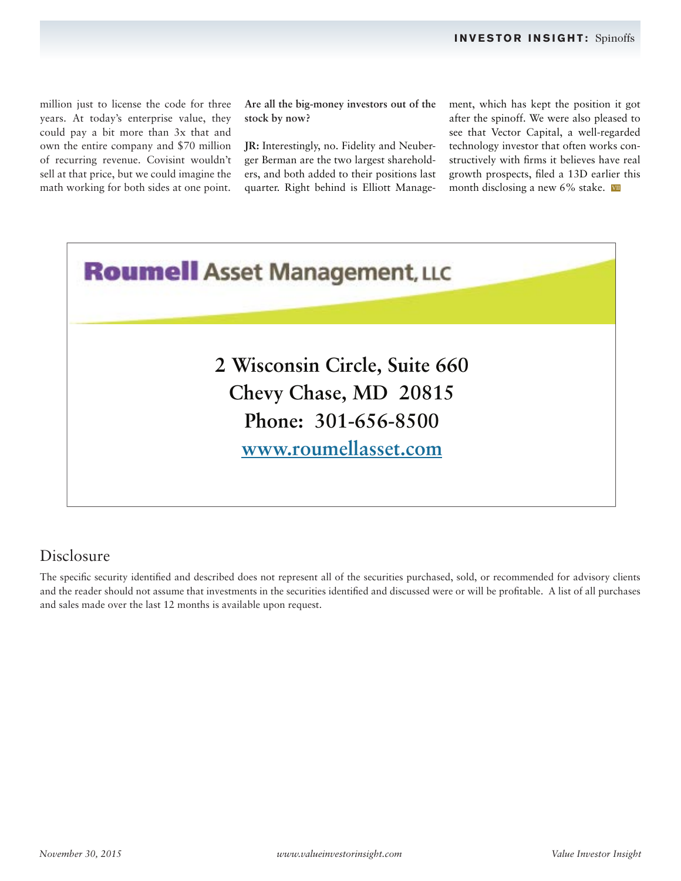million just to license the code for three years. At today's enterprise value, they could pay a bit more than 3x that and own the entire company and $70 million of recurring revenue. Covisint wouldn't sell at that price, but we could imagine the math working for both sides at one point.

**Are all the big-money investors out of the stock by now?**

**JR:** Interestingly, no. Fidelity and Neuberger Berman are the two largest shareholders, and both added to their positions last quarter. Right behind is Elliott Management, which has kept the position it got after the spinoff. We were also pleased to see that Vector Capital, a well-regarded technology investor that often works constructively with firms it believes have real growth prospects, filed a 13D earlier this month disclosing a new 6% stake.

**Roumell Asset Management, LLC**

**2 Wisconsin Circle, Suite 660**
**Chevy Chase, MD 20815**
**Phone: 301-656-8500**
**www.roumellasset.com**

## Disclosure

The specific security identified and described does not represent all of the securities purchased, sold, or recommended for advisory clients and the reader should not assume that investments in the securities identified and discussed were or will be profitable. A list of all purchases and sales made over the last 12 months is available upon request.